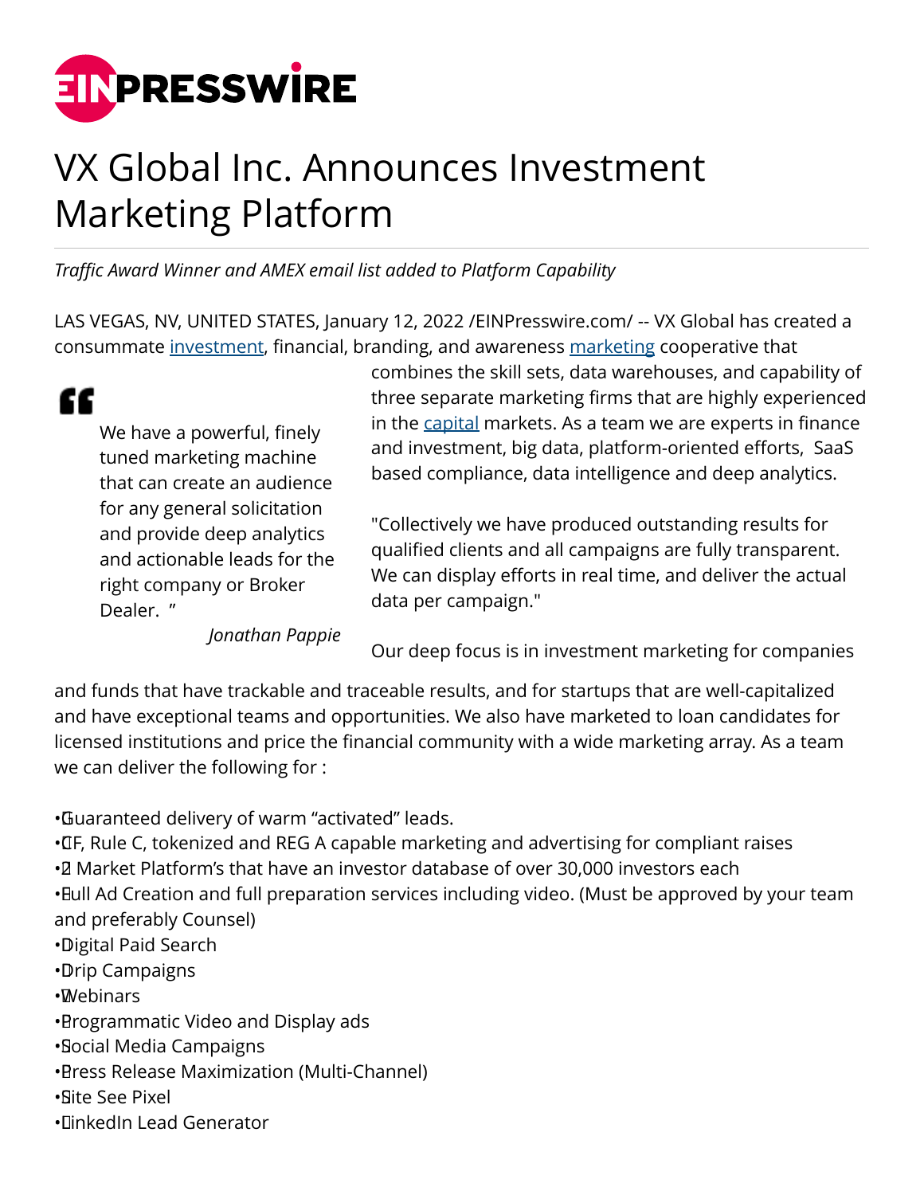# VX Global Inc. Announces Investment Marketing Platform

*Traffic Award Winner and AMEX email list added to Platform Capability*

LAS VEGAS, NV, UNITED STATES, January 12, 2022 /EINPresswire.com/ -- VX Global has created a consummate investment, financial, branding, and awareness marketing cooperative that combines the skill sets, data warehouses, and capability of three separate marketing firms that are highly experienced in the capital markets. As a team we are experts in finance and investment, big data, platform-oriented efforts, SaaS based compliance, data intelligence and deep analytics.

> We have a powerful, finely tuned marketing machine that can create an audience for any general solicitation and provide deep analytics and actionable leads for the right company or Broker Dealer. "
>
> *Jonathan Pappie*

"Collectively we have produced outstanding results for qualified clients and all campaigns are fully transparent. We can display efforts in real time, and deliver the actual data per campaign."

Our deep focus is in investment marketing for companies and funds that have trackable and traceable results, and for startups that are well-capitalized and have exceptional teams and opportunities. We also have marketed to loan candidates for licensed institutions and price the financial community with a wide marketing array. As a team we can deliver the following for :

- Guaranteed delivery of warm "activated" leads.
- CF, Rule C, tokenized and REG A capable marketing and advertising for compliant raises
- 2 Market Platform's that have an investor database of over 30,000 investors each
- Full Ad Creation and full preparation services including video. (Must be approved by your team and preferably Counsel)
- Digital Paid Search
- Drip Campaigns
- Webinars
- Programmatic Video and Display ads
- Social Media Campaigns
- Press Release Maximization (Multi-Channel)
- Site See Pixel
- LinkedIn Lead Generator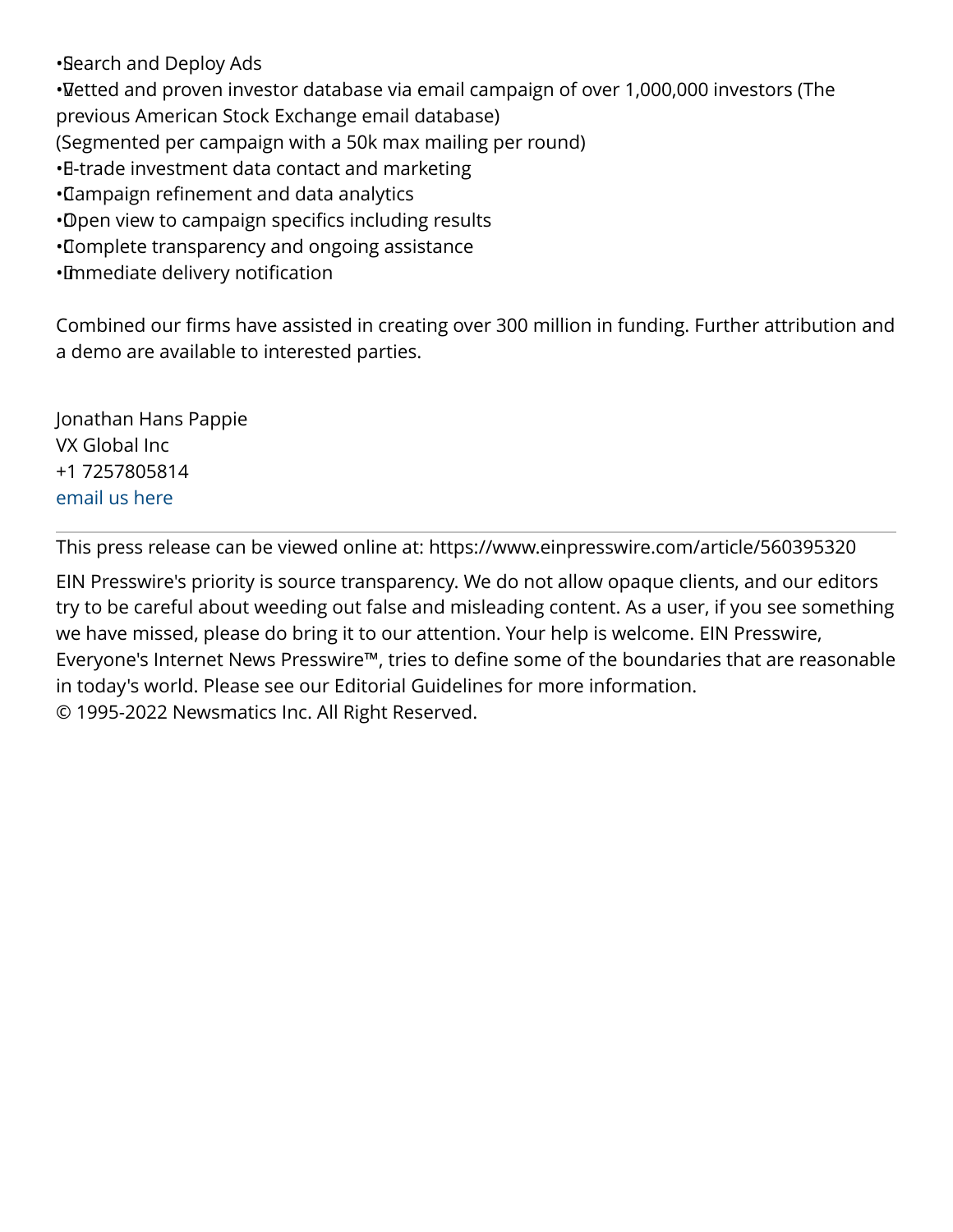- Search and Deploy Ads
- Vetted and proven investor database via email campaign of over 1,000,000 investors (The previous American Stock Exchange email database)
(Segmented per campaign with a 50k max mailing per round)
- E-trade investment data contact and marketing
- Campaign refinement and data analytics
- Open view to campaign specifics including results
- Complete transparency and ongoing assistance
- Immediate delivery notification

Combined our firms have assisted in creating over 300 million in funding. Further attribution and a demo are available to interested parties.

Jonathan Hans Pappie
VX Global Inc
+1 7257805814
email us here

---

This press release can be viewed online at: https://www.einpresswire.com/article/560395320

EIN Presswire's priority is source transparency. We do not allow opaque clients, and our editors try to be careful about weeding out false and misleading content. As a user, if you see something we have missed, please do bring it to our attention. Your help is welcome. EIN Presswire, Everyone's Internet News Presswire™, tries to define some of the boundaries that are reasonable in today's world. Please see our Editorial Guidelines for more information.
© 1995-2022 Newsmatics Inc. All Right Reserved.